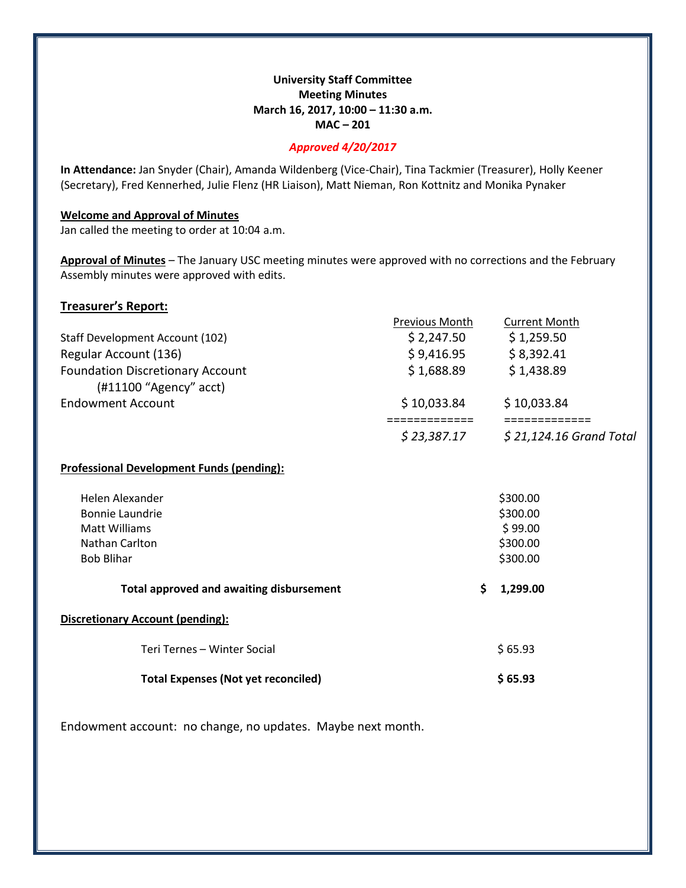**University Staff Committee**
**Meeting Minutes**
**March 16, 2017, 10:00 – 11:30 a.m.**
**MAC – 201**

***Approved 4/20/2017***

**In Attendance:** Jan Snyder (Chair), Amanda Wildenberg (Vice-Chair), Tina Tackmier (Treasurer), Holly Keener (Secretary), Fred Kennerhed, Julie Flenz (HR Liaison), Matt Nieman, Ron Kottnitz and Monika Pynaker

**Welcome and Approval of Minutes**

Jan called the meeting to order at 10:04 a.m.

**Approval of Minutes** – The January USC meeting minutes were approved with no corrections and the February Assembly minutes were approved with edits.

## Treasurer's Report:

| | Previous Month | Current Month |
|---|---|---|
| Staff Development Account (102) | $ 2,247.50 | $ 1,259.50 |
| Regular Account (136) | $ 9,416.95 | $ 8,392.41 |
| Foundation Discretionary Account (#11100 "Agency" acct) | $ 1,688.89 | $ 1,438.89 |
| Endowment Account | $ 10,033.84 | $ 10,033.84 |
| | ============= | ============= |
| | *$ 23,387.17* | *$ 21,124.16 Grand Total* |

**Professional Development Funds (pending):**

| | |
|---|---|
| Helen Alexander | $300.00 |
| Bonnie Laundrie | $300.00 |
| Matt Williams | $ 99.00 |
| Nathan Carlton | $300.00 |
| Bob Blihar | $300.00 |
| **Total approved and awaiting disbursement** | **$ 1,299.00** |

**Discretionary Account (pending):**

| | |
|---|---|
| Teri Ternes – Winter Social | $ 65.93 |
| **Total Expenses (Not yet reconciled)** | **$ 65.93** |

Endowment account: no change, no updates. Maybe next month.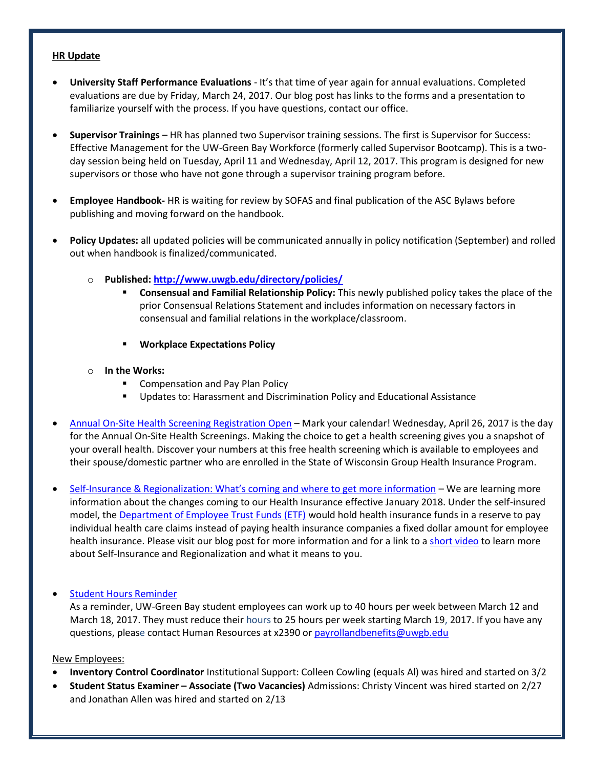**HR Update**

- **University Staff Performance Evaluations** - It's that time of year again for annual evaluations. Completed evaluations are due by Friday, March 24, 2017. Our blog post has links to the forms and a presentation to familiarize yourself with the process. If you have questions, contact our office.

- **Supervisor Trainings** – HR has planned two Supervisor training sessions. The first is Supervisor for Success: Effective Management for the UW-Green Bay Workforce (formerly called Supervisor Bootcamp). This is a two-day session being held on Tuesday, April 11 and Wednesday, April 12, 2017. This program is designed for new supervisors or those who have not gone through a supervisor training program before.

- **Employee Handbook-** HR is waiting for review by SOFAS and final publication of the ASC Bylaws before publishing and moving forward on the handbook.

- **Policy Updates:** all updated policies will be communicated annually in policy notification (September) and rolled out when handbook is finalized/communicated.
  - **Published: [http://www.uwgb.edu/directory/policies/](http://www.uwgb.edu/directory/policies/)**
    - **Consensual and Familial Relationship Policy:** This newly published policy takes the place of the prior Consensual Relations Statement and includes information on necessary factors in consensual and familial relations in the workplace/classroom.
    - **Workplace Expectations Policy**
  - **In the Works:**
    - Compensation and Pay Plan Policy
    - Updates to: Harassment and Discrimination Policy and Educational Assistance

- Annual On-Site Health Screening Registration Open – Mark your calendar! Wednesday, April 26, 2017 is the day for the Annual On-Site Health Screenings. Making the choice to get a health screening gives you a snapshot of your overall health. Discover your numbers at this free health screening which is available to employees and their spouse/domestic partner who are enrolled in the State of Wisconsin Group Health Insurance Program.

- Self-Insurance & Regionalization: What's coming and where to get more information – We are learning more information about the changes coming to our Health Insurance effective January 2018. Under the self-insured model, the Department of Employee Trust Funds (ETF) would hold health insurance funds in a reserve to pay individual health care claims instead of paying health insurance companies a fixed dollar amount for employee health insurance. Please visit our blog post for more information and for a link to a short video to learn more about Self-Insurance and Regionalization and what it means to you.

- Student Hours Reminder
  As a reminder, UW-Green Bay student employees can work up to 40 hours per week between March 12 and March 18, 2017. They must reduce their hours to 25 hours per week starting March 19, 2017. If you have any questions, please contact Human Resources at x2390 or payrollandbenefits@uwgb.edu

New Employees:

- **Inventory Control Coordinator** Institutional Support: Colleen Cowling (equals Al) was hired and started on 3/2
- **Student Status Examiner – Associate (Two Vacancies)** Admissions: Christy Vincent was hired started on 2/27 and Jonathan Allen was hired and started on 2/13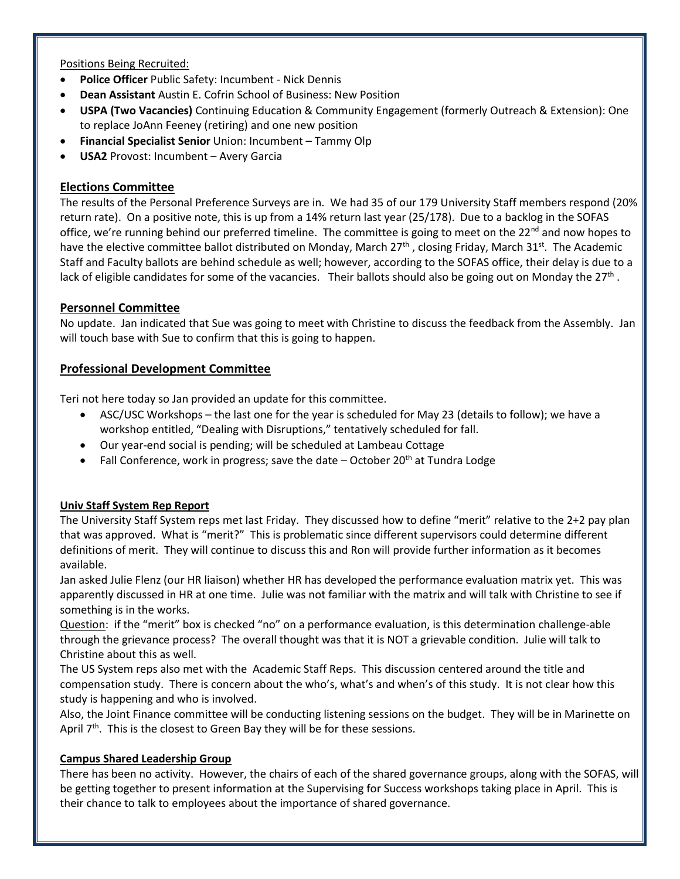Positions Being Recruited:

- **Police Officer** Public Safety: Incumbent - Nick Dennis
- **Dean Assistant** Austin E. Cofrin School of Business: New Position
- **USPA (Two Vacancies)** Continuing Education & Community Engagement (formerly Outreach & Extension): One to replace JoAnn Feeney (retiring) and one new position
- **Financial Specialist Senior** Union: Incumbent – Tammy Olp
- **USA2** Provost: Incumbent – Avery Garcia

## Elections Committee

The results of the Personal Preference Surveys are in. We had 35 of our 179 University Staff members respond (20% return rate). On a positive note, this is up from a 14% return last year (25/178). Due to a backlog in the SOFAS office, we're running behind our preferred timeline. The committee is going to meet on the 22nd and now hopes to have the elective committee ballot distributed on Monday, March 27th, closing Friday, March 31st. The Academic Staff and Faculty ballots are behind schedule as well; however, according to the SOFAS office, their delay is due to a lack of eligible candidates for some of the vacancies. Their ballots should also be going out on Monday the 27th.

## Personnel Committee

No update. Jan indicated that Sue was going to meet with Christine to discuss the feedback from the Assembly. Jan will touch base with Sue to confirm that this is going to happen.

## Professional Development Committee

Teri not here today so Jan provided an update for this committee.

- ASC/USC Workshops – the last one for the year is scheduled for May 23 (details to follow); we have a workshop entitled, "Dealing with Disruptions," tentatively scheduled for fall.
- Our year-end social is pending; will be scheduled at Lambeau Cottage
- Fall Conference, work in progress; save the date – October 20th at Tundra Lodge

**Univ Staff System Rep Report**

The University Staff System reps met last Friday. They discussed how to define "merit" relative to the 2+2 pay plan that was approved. What is "merit?" This is problematic since different supervisors could determine different definitions of merit. They will continue to discuss this and Ron will provide further information as it becomes available.

Jan asked Julie Flenz (our HR liaison) whether HR has developed the performance evaluation matrix yet. This was apparently discussed in HR at one time. Julie was not familiar with the matrix and will talk with Christine to see if something is in the works.

Question: if the "merit" box is checked "no" on a performance evaluation, is this determination challenge-able through the grievance process? The overall thought was that it is NOT a grievable condition. Julie will talk to Christine about this as well.

The US System reps also met with the Academic Staff Reps. This discussion centered around the title and compensation study. There is concern about the who's, what's and when's of this study. It is not clear how this study is happening and who is involved.

Also, the Joint Finance committee will be conducting listening sessions on the budget. They will be in Marinette on April 7th. This is the closest to Green Bay they will be for these sessions.

**Campus Shared Leadership Group**

There has been no activity. However, the chairs of each of the shared governance groups, along with the SOFAS, will be getting together to present information at the Supervising for Success workshops taking place in April. This is their chance to talk to employees about the importance of shared governance.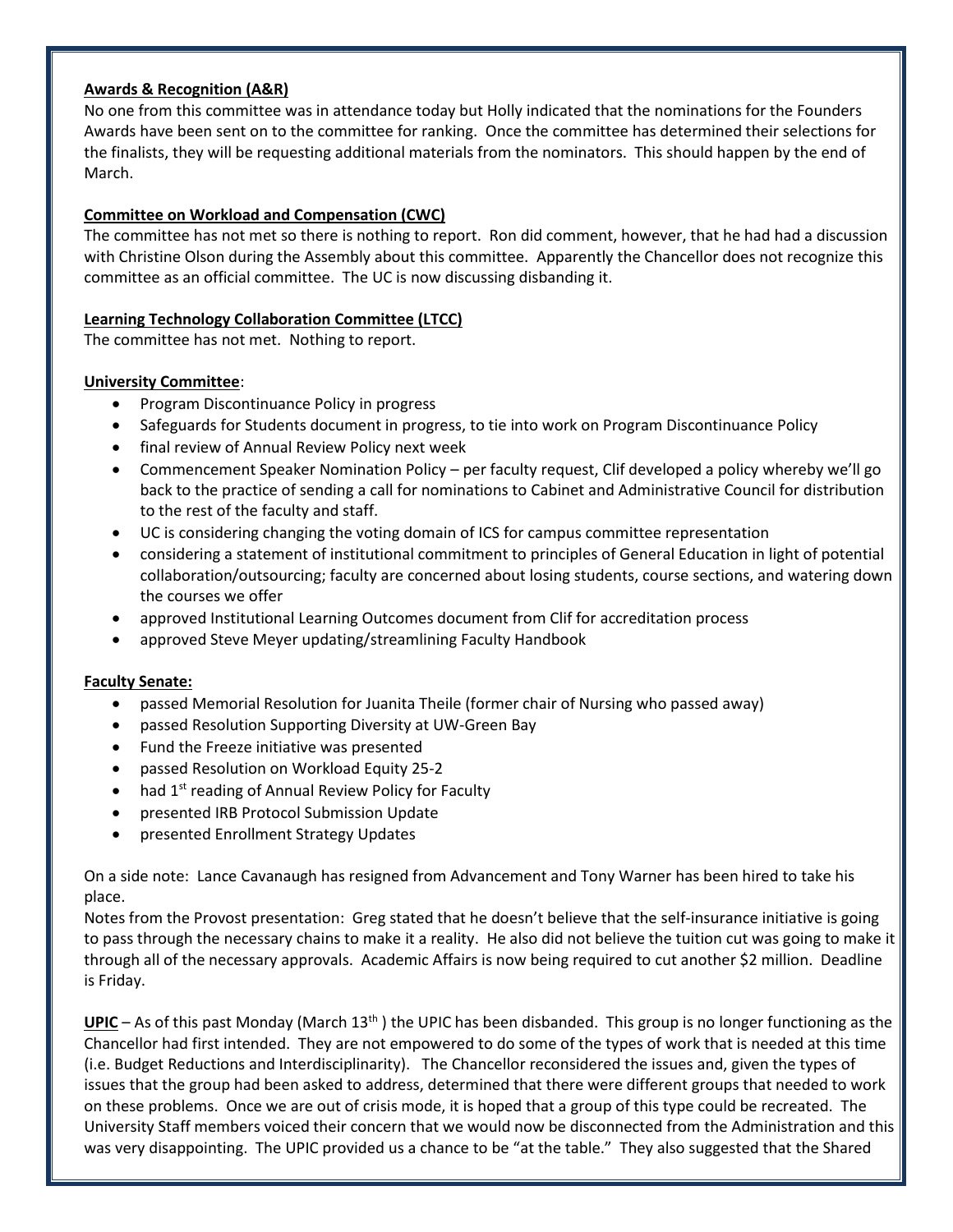**Awards & Recognition (A&R)**

No one from this committee was in attendance today but Holly indicated that the nominations for the Founders Awards have been sent on to the committee for ranking. Once the committee has determined their selections for the finalists, they will be requesting additional materials from the nominators. This should happen by the end of March.

**Committee on Workload and Compensation (CWC)**

The committee has not met so there is nothing to report. Ron did comment, however, that he had had a discussion with Christine Olson during the Assembly about this committee. Apparently the Chancellor does not recognize this committee as an official committee. The UC is now discussing disbanding it.

**Learning Technology Collaboration Committee (LTCC)**

The committee has not met. Nothing to report.

**University Committee**:

- Program Discontinuance Policy in progress
- Safeguards for Students document in progress, to tie into work on Program Discontinuance Policy
- final review of Annual Review Policy next week
- Commencement Speaker Nomination Policy – per faculty request, Clif developed a policy whereby we'll go back to the practice of sending a call for nominations to Cabinet and Administrative Council for distribution to the rest of the faculty and staff.
- UC is considering changing the voting domain of ICS for campus committee representation
- considering a statement of institutional commitment to principles of General Education in light of potential collaboration/outsourcing; faculty are concerned about losing students, course sections, and watering down the courses we offer
- approved Institutional Learning Outcomes document from Clif for accreditation process
- approved Steve Meyer updating/streamlining Faculty Handbook

**Faculty Senate:**

- passed Memorial Resolution for Juanita Theile (former chair of Nursing who passed away)
- passed Resolution Supporting Diversity at UW-Green Bay
- Fund the Freeze initiative was presented
- passed Resolution on Workload Equity 25-2
- had 1st reading of Annual Review Policy for Faculty
- presented IRB Protocol Submission Update
- presented Enrollment Strategy Updates

On a side note: Lance Cavanaugh has resigned from Advancement and Tony Warner has been hired to take his place.

Notes from the Provost presentation: Greg stated that he doesn't believe that the self-insurance initiative is going to pass through the necessary chains to make it a reality. He also did not believe the tuition cut was going to make it through all of the necessary approvals. Academic Affairs is now being required to cut another $2 million. Deadline is Friday.

**UPIC** – As of this past Monday (March 13th ) the UPIC has been disbanded. This group is no longer functioning as the Chancellor had first intended. They are not empowered to do some of the types of work that is needed at this time (i.e. Budget Reductions and Interdisciplinarity). The Chancellor reconsidered the issues and, given the types of issues that the group had been asked to address, determined that there were different groups that needed to work on these problems. Once we are out of crisis mode, it is hoped that a group of this type could be recreated. The University Staff members voiced their concern that we would now be disconnected from the Administration and this was very disappointing. The UPIC provided us a chance to be "at the table." They also suggested that the Shared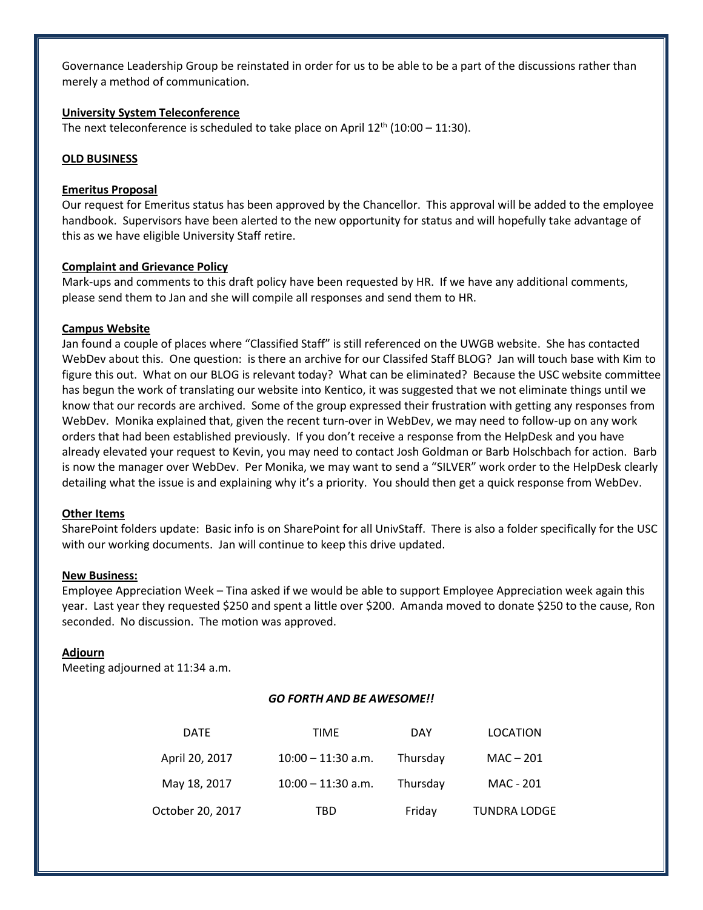Governance Leadership Group be reinstated in order for us to be able to be a part of the discussions rather than merely a method of communication.

**University System Teleconference**

The next teleconference is scheduled to take place on April 12th (10:00 – 11:30).

**OLD BUSINESS**

**Emeritus Proposal**

Our request for Emeritus status has been approved by the Chancellor. This approval will be added to the employee handbook. Supervisors have been alerted to the new opportunity for status and will hopefully take advantage of this as we have eligible University Staff retire.

**Complaint and Grievance Policy**

Mark-ups and comments to this draft policy have been requested by HR. If we have any additional comments, please send them to Jan and she will compile all responses and send them to HR.

**Campus Website**

Jan found a couple of places where "Classified Staff" is still referenced on the UWGB website. She has contacted WebDev about this. One question: is there an archive for our Classifed Staff BLOG? Jan will touch base with Kim to figure this out. What on our BLOG is relevant today? What can be eliminated? Because the USC website committee has begun the work of translating our website into Kentico, it was suggested that we not eliminate things until we know that our records are archived. Some of the group expressed their frustration with getting any responses from WebDev. Monika explained that, given the recent turn-over in WebDev, we may need to follow-up on any work orders that had been established previously. If you don't receive a response from the HelpDesk and you have already elevated your request to Kevin, you may need to contact Josh Goldman or Barb Holschbach for action. Barb is now the manager over WebDev. Per Monika, we may want to send a "SILVER" work order to the HelpDesk clearly detailing what the issue is and explaining why it's a priority. You should then get a quick response from WebDev.

**Other Items**

SharePoint folders update: Basic info is on SharePoint for all UnivStaff. There is also a folder specifically for the USC with our working documents. Jan will continue to keep this drive updated.

**New Business:**

Employee Appreciation Week – Tina asked if we would be able to support Employee Appreciation week again this year. Last year they requested $250 and spent a little over $200. Amanda moved to donate $250 to the cause, Ron seconded. No discussion. The motion was approved.

**Adjourn**

Meeting adjourned at 11:34 a.m.

***GO FORTH AND BE AWESOME!!***

| DATE | TIME | DAY | LOCATION |
|---|---|---|---|
| April 20, 2017 | 10:00 – 11:30 a.m. | Thursday | MAC – 201 |
| May 18, 2017 | 10:00 – 11:30 a.m. | Thursday | MAC - 201 |
| October 20, 2017 | TBD | Friday | TUNDRA LODGE |